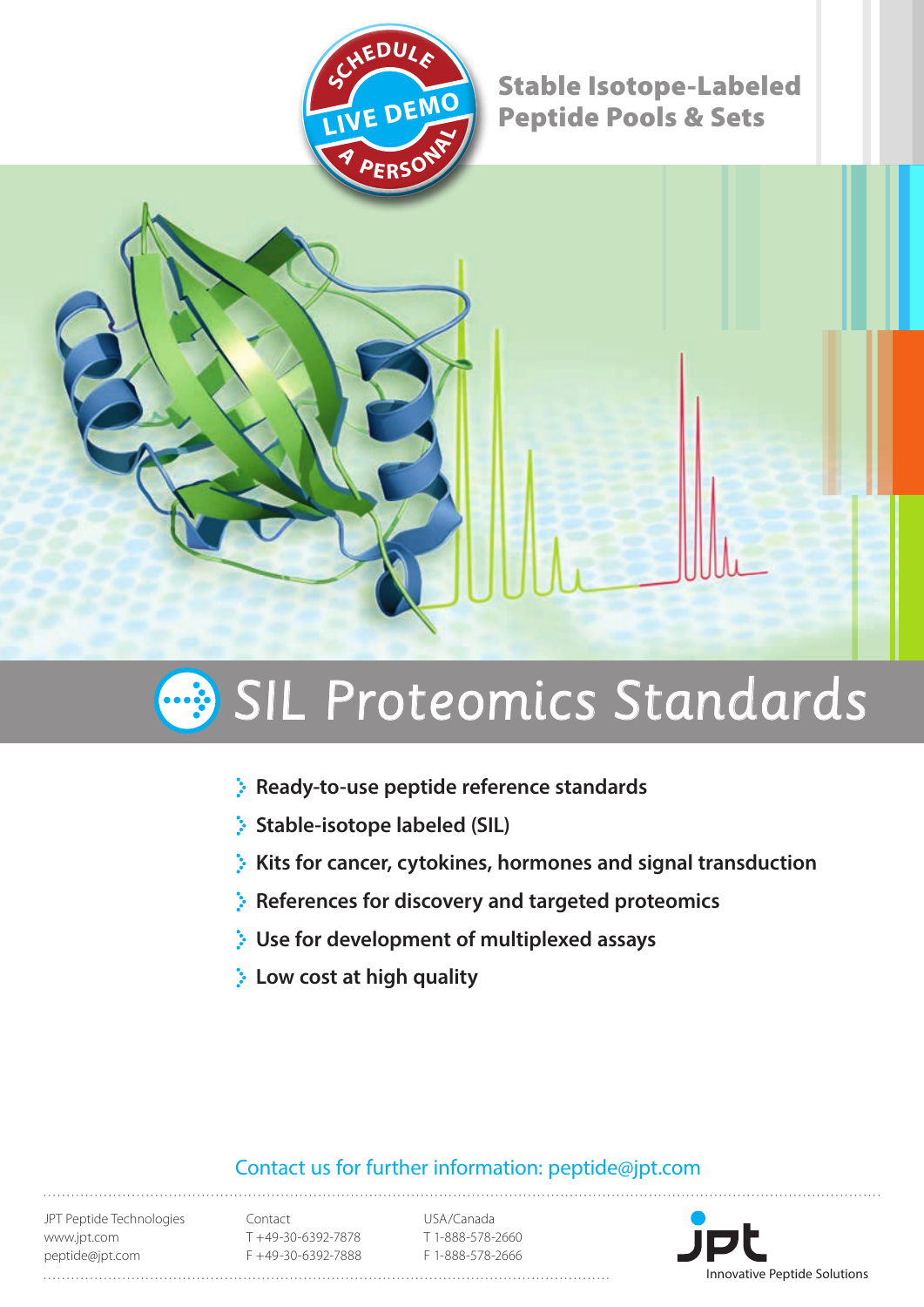SCHEDULE LIVE DEMO A PERSONAL

**Stable Isotope-Labeled Peptide Pools & Sets**

# SIL Proteomics Standards

- **Ready-to-use peptide reference standards**
- **Stable-isotope labeled (SIL)**
- **Kits for cancer, cytokines, hormones and signal transduction**
- **References for discovery and targeted proteomics**
- **Use for development of multiplexed assays**
- **Low cost at high quality**

Contact us for further information: peptide@jpt.com

JPT Peptide Technologies
www.jpt.com
peptide@jpt.com

Contact
T +49-30-6392-7878
F +49-30-6392-7888

USA/Canada
T 1-888-578-2660
F 1-888-578-2666

jpt Innovative Peptide Solutions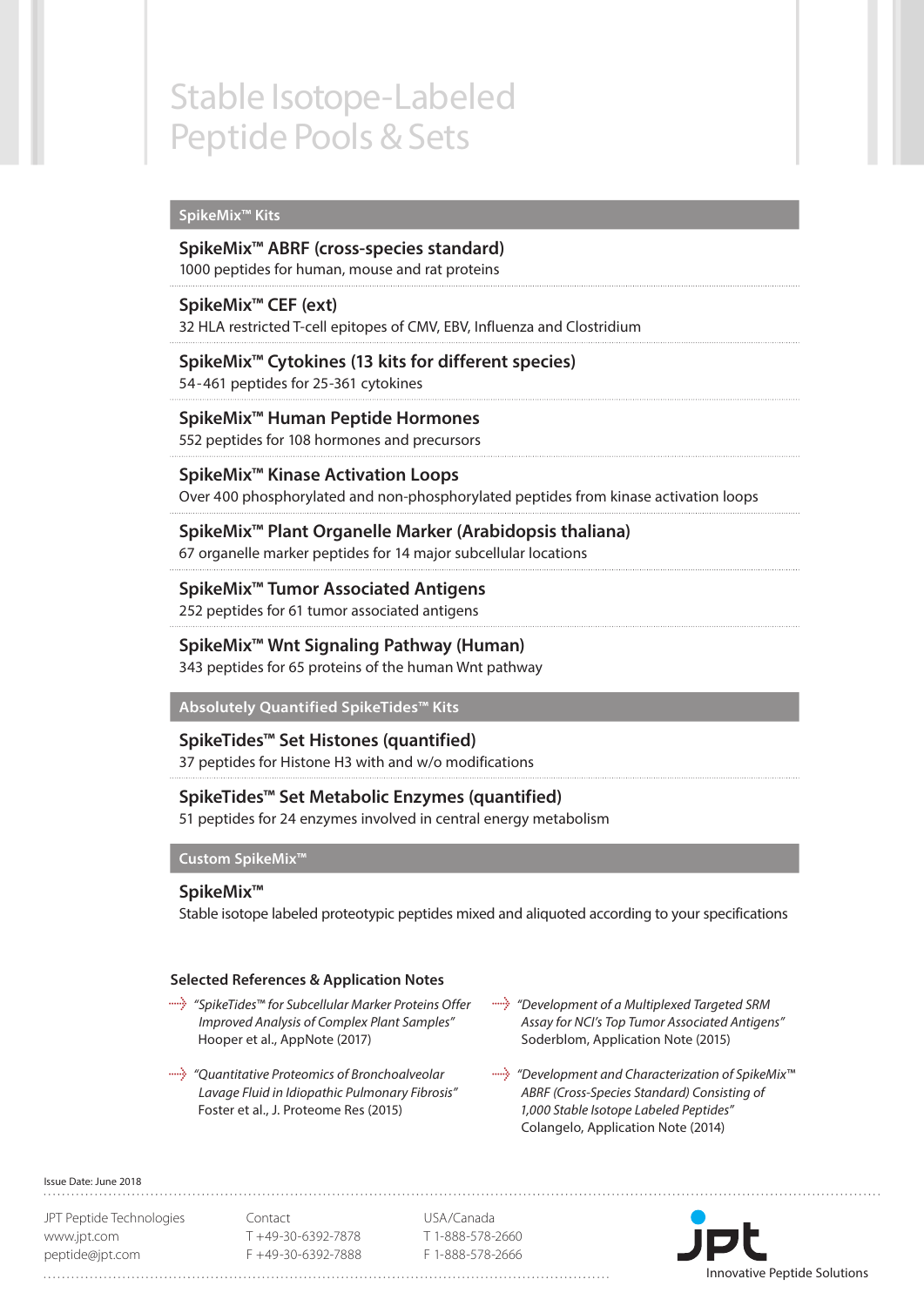# Stable Isotope-Labeled Peptide Pools & Sets

## SpikeMix™ Kits

**SpikeMix™ ABRF (cross-species standard)**
1000 peptides for human, mouse and rat proteins

**SpikeMix™ CEF (ext)**
32 HLA restricted T-cell epitopes of CMV, EBV, Influenza and Clostridium

**SpikeMix™ Cytokines (13 kits for different species)**
54-461 peptides for 25-361 cytokines

**SpikeMix™ Human Peptide Hormones**
552 peptides for 108 hormones and precursors

**SpikeMix™ Kinase Activation Loops**
Over 400 phosphorylated and non-phosphorylated peptides from kinase activation loops

**SpikeMix™ Plant Organelle Marker (Arabidopsis thaliana)**
67 organelle marker peptides for 14 major subcellular locations

**SpikeMix™ Tumor Associated Antigens**
252 peptides for 61 tumor associated antigens

**SpikeMix™ Wnt Signaling Pathway (Human)**
343 peptides for 65 proteins of the human Wnt pathway

## Absolutely Quantified SpikeTides™ Kits

**SpikeTides™ Set Histones (quantified)**
37 peptides for Histone H3 with and w/o modifications

**SpikeTides™ Set Metabolic Enzymes (quantified)**
51 peptides for 24 enzymes involved in central energy metabolism

## Custom SpikeMix™

**SpikeMix™**
Stable isotope labeled proteotypic peptides mixed and aliquoted according to your specifications

### Selected References & Application Notes

- *"SpikeTides™ for Subcellular Marker Proteins Offer Improved Analysis of Complex Plant Samples"*
  Hooper et al., AppNote (2017)
- *"Quantitative Proteomics of Bronchoalveolar Lavage Fluid in Idiopathic Pulmonary Fibrosis"*
  Foster et al., J. Proteome Res (2015)
- *"Development of a Multiplexed Targeted SRM Assay for NCI's Top Tumor Associated Antigens"*
  Soderblom, Application Note (2015)
- *"Development and Characterization of SpikeMix™ ABRF (Cross-Species Standard) Consisting of 1,000 Stable Isotope Labeled Peptides"*
  Colangelo, Application Note (2014)

Issue Date: June 2018

JPT Peptide Technologies
www.jpt.com
peptide@jpt.com

Contact
T +49-30-6392-7878
F +49-30-6392-7888

USA/Canada
T 1-888-578-2660
F 1-888-578-2666

jpt Innovative Peptide Solutions